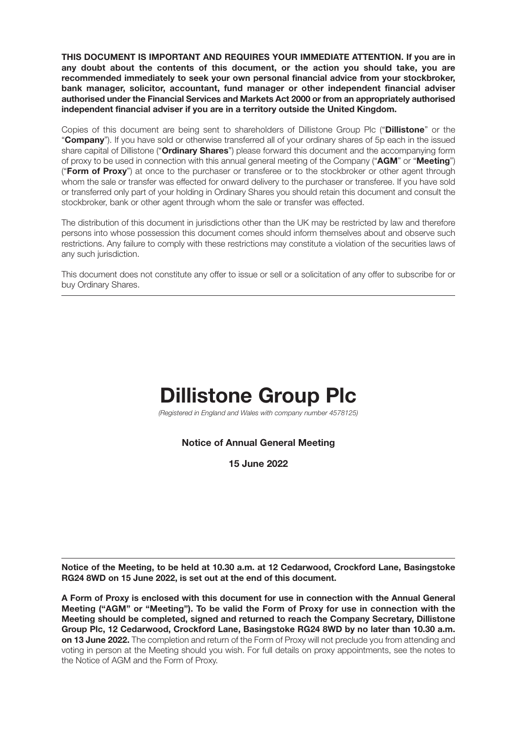**THIS DOCUMENT IS IMPORTANT AND REQUIRES YOUR IMMEDIATE ATTENTION. If you are in any doubt about the contents of this document, or the action you should take, you are recommended immediately to seek your own personal financial advice from your stockbroker, bank manager, solicitor, accountant, fund manager or other independent financial adviser authorised under the Financial Services and Markets Act 2000 or from an appropriately authorised independent financial adviser if you are in a territory outside the United Kingdom.**

Copies of this document are being sent to shareholders of Dillistone Group Plc ("**Dillistone**" or the "**Company**"). If you have sold or otherwise transferred all of your ordinary shares of 5p each in the issued share capital of Dillistone ("**Ordinary Shares**") please forward this document and the accompanying form of proxy to be used in connection with this annual general meeting of the Company ("**AGM**" or "**Meeting**") ("**Form of Proxy**") at once to the purchaser or transferee or to the stockbroker or other agent through whom the sale or transfer was effected for onward delivery to the purchaser or transferee. If you have sold or transferred only part of your holding in Ordinary Shares you should retain this document and consult the stockbroker, bank or other agent through whom the sale or transfer was effected.

The distribution of this document in jurisdictions other than the UK may be restricted by law and therefore persons into whose possession this document comes should inform themselves about and observe such restrictions. Any failure to comply with these restrictions may constitute a violation of the securities laws of any such jurisdiction.

This document does not constitute any offer to issue or sell or a solicitation of any offer to subscribe for or buy Ordinary Shares.

---

# Dillistone Group Plc

*(Registered in England and Wales with company number 4578125)*

**Notice of Annual General Meeting**

**15 June 2022**

---

**Notice of the Meeting, to be held at 10.30 a.m. at 12 Cedarwood, Crockford Lane, Basingstoke RG24 8WD on 15 June 2022, is set out at the end of this document.**

**A Form of Proxy is enclosed with this document for use in connection with the Annual General Meeting ("AGM" or "Meeting"). To be valid the Form of Proxy for use in connection with the Meeting should be completed, signed and returned to reach the Company Secretary, Dillistone Group Plc, 12 Cedarwood, Crockford Lane, Basingstoke RG24 8WD by no later than 10.30 a.m. on 13 June 2022.** The completion and return of the Form of Proxy will not preclude you from attending and voting in person at the Meeting should you wish. For full details on proxy appointments, see the notes to the Notice of AGM and the Form of Proxy.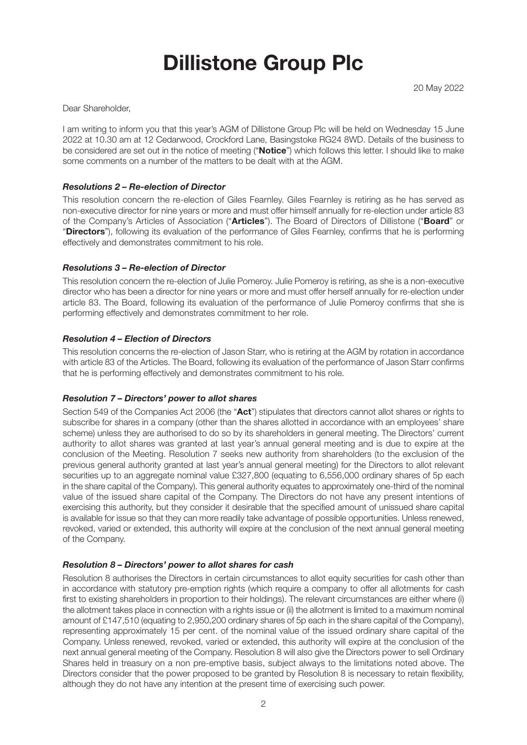# Dillistone Group Plc

20 May 2022

Dear Shareholder,

I am writing to inform you that this year's AGM of Dillistone Group Plc will be held on Wednesday 15 June 2022 at 10.30 am at 12 Cedarwood, Crockford Lane, Basingstoke RG24 8WD. Details of the business to be considered are set out in the notice of meeting ("**Notice**") which follows this letter. I should like to make some comments on a number of the matters to be dealt with at the AGM.

### *Resolutions 2 – Re-election of Director*

This resolution concern the re-election of Giles Fearnley. Giles Fearnley is retiring as he has served as non-executive director for nine years or more and must offer himself annually for re-election under article 83 of the Company's Articles of Association ("**Articles**"). The Board of Directors of Dillistone ("**Board**" or "**Directors**"), following its evaluation of the performance of Giles Fearnley, confirms that he is performing effectively and demonstrates commitment to his role.

### *Resolutions 3 – Re-election of Director*

This resolution concern the re-election of Julie Pomeroy. Julie Pomeroy is retiring, as she is a non-executive director who has been a director for nine years or more and must offer herself annually for re-election under article 83. The Board, following its evaluation of the performance of Julie Pomeroy confirms that she is performing effectively and demonstrates commitment to her role.

### *Resolution 4 – Election of Directors*

This resolution concerns the re-election of Jason Starr, who is retiring at the AGM by rotation in accordance with article 83 of the Articles. The Board, following its evaluation of the performance of Jason Starr confirms that he is performing effectively and demonstrates commitment to his role.

### *Resolution 7 – Directors' power to allot shares*

Section 549 of the Companies Act 2006 (the "**Act**") stipulates that directors cannot allot shares or rights to subscribe for shares in a company (other than the shares allotted in accordance with an employees' share scheme) unless they are authorised to do so by its shareholders in general meeting. The Directors' current authority to allot shares was granted at last year's annual general meeting and is due to expire at the conclusion of the Meeting. Resolution 7 seeks new authority from shareholders (to the exclusion of the previous general authority granted at last year's annual general meeting) for the Directors to allot relevant securities up to an aggregate nominal value £327,800 (equating to 6,556,000 ordinary shares of 5p each in the share capital of the Company). This general authority equates to approximately one-third of the nominal value of the issued share capital of the Company. The Directors do not have any present intentions of exercising this authority, but they consider it desirable that the specified amount of unissued share capital is available for issue so that they can more readily take advantage of possible opportunities. Unless renewed, revoked, varied or extended, this authority will expire at the conclusion of the next annual general meeting of the Company.

### *Resolution 8 – Directors' power to allot shares for cash*

Resolution 8 authorises the Directors in certain circumstances to allot equity securities for cash other than in accordance with statutory pre-emption rights (which require a company to offer all allotments for cash first to existing shareholders in proportion to their holdings). The relevant circumstances are either where (i) the allotment takes place in connection with a rights issue or (ii) the allotment is limited to a maximum nominal amount of £147,510 (equating to 2,950,200 ordinary shares of 5p each in the share capital of the Company), representing approximately 15 per cent. of the nominal value of the issued ordinary share capital of the Company. Unless renewed, revoked, varied or extended, this authority will expire at the conclusion of the next annual general meeting of the Company. Resolution 8 will also give the Directors power to sell Ordinary Shares held in treasury on a non pre-emptive basis, subject always to the limitations noted above. The Directors consider that the power proposed to be granted by Resolution 8 is necessary to retain flexibility, although they do not have any intention at the present time of exercising such power.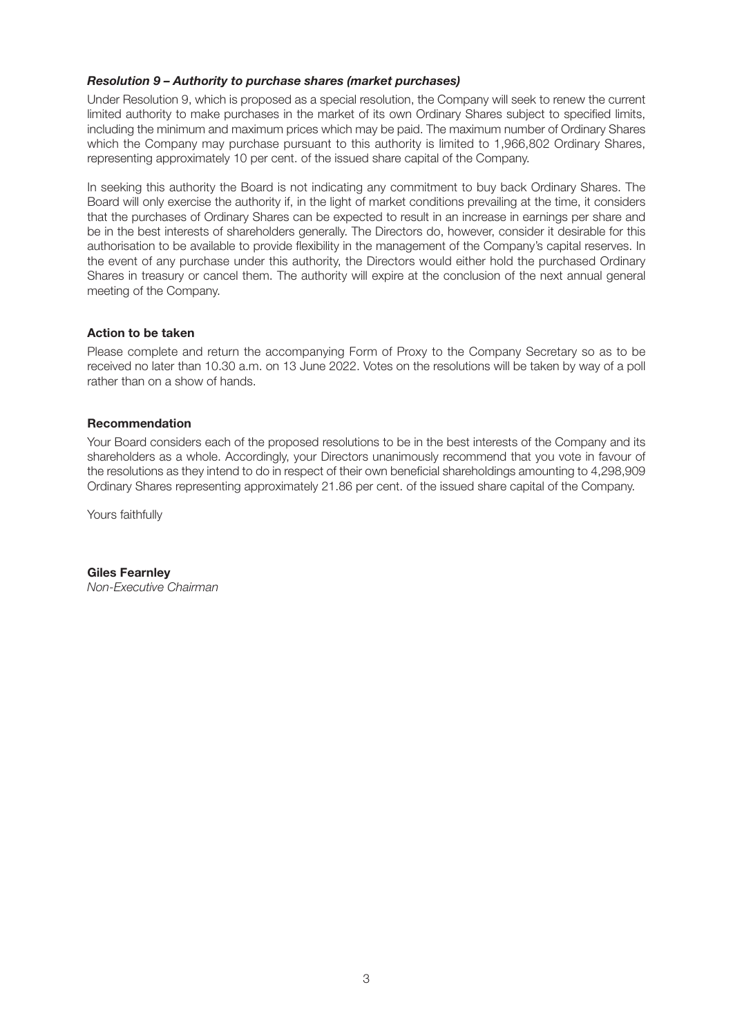***Resolution 9 – Authority to purchase shares (market purchases)***

Under Resolution 9, which is proposed as a special resolution, the Company will seek to renew the current limited authority to make purchases in the market of its own Ordinary Shares subject to specified limits, including the minimum and maximum prices which may be paid. The maximum number of Ordinary Shares which the Company may purchase pursuant to this authority is limited to 1,966,802 Ordinary Shares, representing approximately 10 per cent. of the issued share capital of the Company.

In seeking this authority the Board is not indicating any commitment to buy back Ordinary Shares. The Board will only exercise the authority if, in the light of market conditions prevailing at the time, it considers that the purchases of Ordinary Shares can be expected to result in an increase in earnings per share and be in the best interests of shareholders generally. The Directors do, however, consider it desirable for this authorisation to be available to provide flexibility in the management of the Company's capital reserves. In the event of any purchase under this authority, the Directors would either hold the purchased Ordinary Shares in treasury or cancel them. The authority will expire at the conclusion of the next annual general meeting of the Company.

**Action to be taken**

Please complete and return the accompanying Form of Proxy to the Company Secretary so as to be received no later than 10.30 a.m. on 13 June 2022. Votes on the resolutions will be taken by way of a poll rather than on a show of hands.

**Recommendation**

Your Board considers each of the proposed resolutions to be in the best interests of the Company and its shareholders as a whole. Accordingly, your Directors unanimously recommend that you vote in favour of the resolutions as they intend to do in respect of their own beneficial shareholdings amounting to 4,298,909 Ordinary Shares representing approximately 21.86 per cent. of the issued share capital of the Company.

Yours faithfully

**Giles Fearnley**
*Non-Executive Chairman*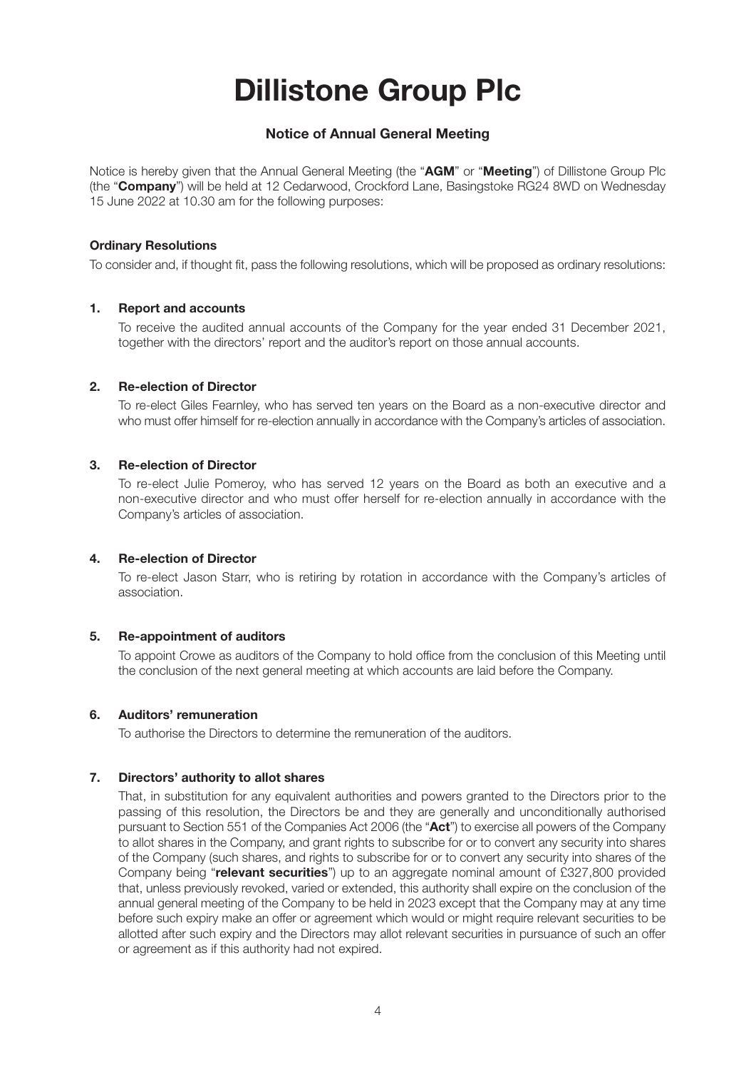# Dillistone Group Plc

## Notice of Annual General Meeting

Notice is hereby given that the Annual General Meeting (the "**AGM**" or "**Meeting**") of Dillistone Group Plc (the "**Company**") will be held at 12 Cedarwood, Crockford Lane, Basingstoke RG24 8WD on Wednesday 15 June 2022 at 10.30 am for the following purposes:

### Ordinary Resolutions

To consider and, if thought fit, pass the following resolutions, which will be proposed as ordinary resolutions:

**1. Report and accounts**

To receive the audited annual accounts of the Company for the year ended 31 December 2021, together with the directors' report and the auditor's report on those annual accounts.

**2. Re-election of Director**

To re-elect Giles Fearnley, who has served ten years on the Board as a non-executive director and who must offer himself for re-election annually in accordance with the Company's articles of association.

**3. Re-election of Director**

To re-elect Julie Pomeroy, who has served 12 years on the Board as both an executive and a non-executive director and who must offer herself for re-election annually in accordance with the Company's articles of association.

**4. Re-election of Director**

To re-elect Jason Starr, who is retiring by rotation in accordance with the Company's articles of association.

**5. Re-appointment of auditors**

To appoint Crowe as auditors of the Company to hold office from the conclusion of this Meeting until the conclusion of the next general meeting at which accounts are laid before the Company.

**6. Auditors' remuneration**

To authorise the Directors to determine the remuneration of the auditors.

**7. Directors' authority to allot shares**

That, in substitution for any equivalent authorities and powers granted to the Directors prior to the passing of this resolution, the Directors be and they are generally and unconditionally authorised pursuant to Section 551 of the Companies Act 2006 (the "**Act**") to exercise all powers of the Company to allot shares in the Company, and grant rights to subscribe for or to convert any security into shares of the Company (such shares, and rights to subscribe for or to convert any security into shares of the Company being "**relevant securities**") up to an aggregate nominal amount of £327,800 provided that, unless previously revoked, varied or extended, this authority shall expire on the conclusion of the annual general meeting of the Company to be held in 2023 except that the Company may at any time before such expiry make an offer or agreement which would or might require relevant securities to be allotted after such expiry and the Directors may allot relevant securities in pursuance of such an offer or agreement as if this authority had not expired.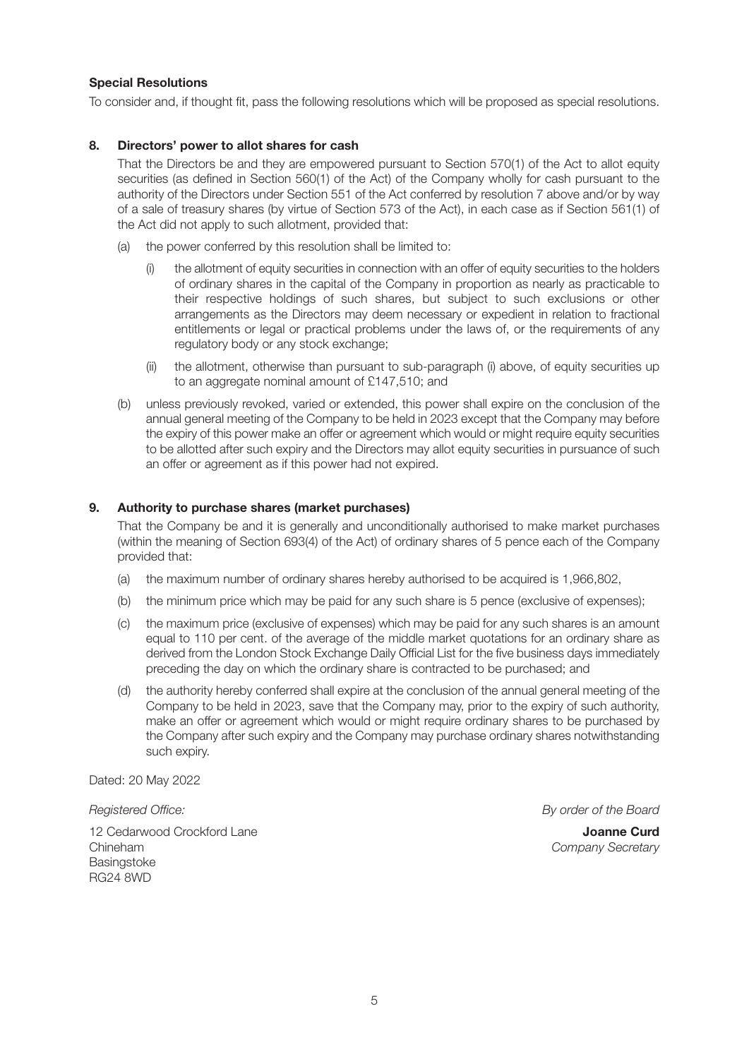**Special Resolutions**

To consider and, if thought fit, pass the following resolutions which will be proposed as special resolutions.

**8. Directors' power to allot shares for cash**

That the Directors be and they are empowered pursuant to Section 570(1) of the Act to allot equity securities (as defined in Section 560(1) of the Act) of the Company wholly for cash pursuant to the authority of the Directors under Section 551 of the Act conferred by resolution 7 above and/or by way of a sale of treasury shares (by virtue of Section 573 of the Act), in each case as if Section 561(1) of the Act did not apply to such allotment, provided that:

(a) the power conferred by this resolution shall be limited to:

(i) the allotment of equity securities in connection with an offer of equity securities to the holders of ordinary shares in the capital of the Company in proportion as nearly as practicable to their respective holdings of such shares, but subject to such exclusions or other arrangements as the Directors may deem necessary or expedient in relation to fractional entitlements or legal or practical problems under the laws of, or the requirements of any regulatory body or any stock exchange;

(ii) the allotment, otherwise than pursuant to sub-paragraph (i) above, of equity securities up to an aggregate nominal amount of £147,510; and

(b) unless previously revoked, varied or extended, this power shall expire on the conclusion of the annual general meeting of the Company to be held in 2023 except that the Company may before the expiry of this power make an offer or agreement which would or might require equity securities to be allotted after such expiry and the Directors may allot equity securities in pursuance of such an offer or agreement as if this power had not expired.

**9. Authority to purchase shares (market purchases)**

That the Company be and it is generally and unconditionally authorised to make market purchases (within the meaning of Section 693(4) of the Act) of ordinary shares of 5 pence each of the Company provided that:

(a) the maximum number of ordinary shares hereby authorised to be acquired is 1,966,802,

(b) the minimum price which may be paid for any such share is 5 pence (exclusive of expenses);

(c) the maximum price (exclusive of expenses) which may be paid for any such shares is an amount equal to 110 per cent. of the average of the middle market quotations for an ordinary share as derived from the London Stock Exchange Daily Official List for the five business days immediately preceding the day on which the ordinary share is contracted to be purchased; and

(d) the authority hereby conferred shall expire at the conclusion of the annual general meeting of the Company to be held in 2023, save that the Company may, prior to the expiry of such authority, make an offer or agreement which would or might require ordinary shares to be purchased by the Company after such expiry and the Company may purchase ordinary shares notwithstanding such expiry.

Dated: 20 May 2022

*Registered Office:*

12 Cedarwood Crockford Lane
Chineham
Basingstoke
RG24 8WD

*By order of the Board*

**Joanne Curd**
*Company Secretary*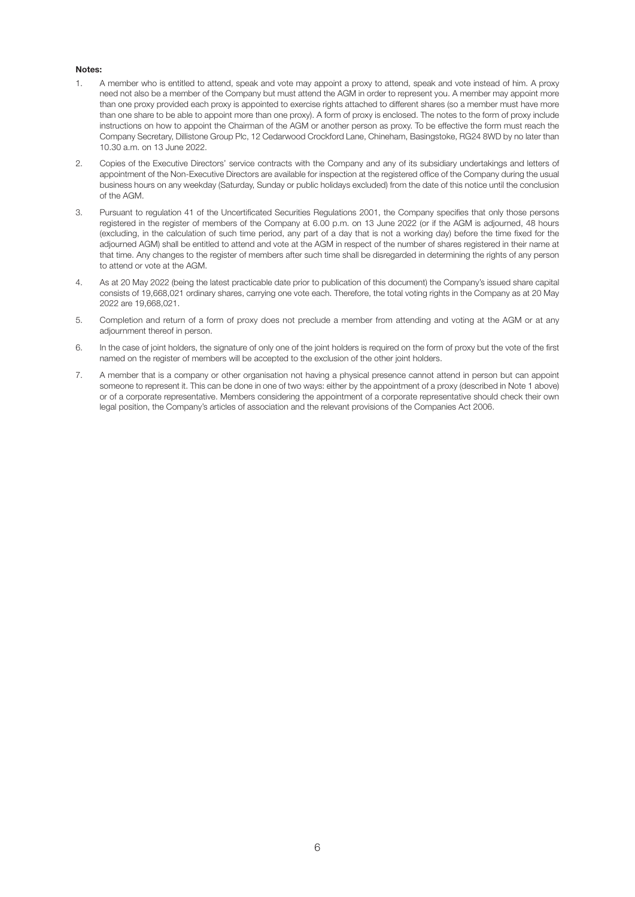**Notes:**

1. A member who is entitled to attend, speak and vote may appoint a proxy to attend, speak and vote instead of him. A proxy need not also be a member of the Company but must attend the AGM in order to represent you. A member may appoint more than one proxy provided each proxy is appointed to exercise rights attached to different shares (so a member must have more than one share to be able to appoint more than one proxy). A form of proxy is enclosed. The notes to the form of proxy include instructions on how to appoint the Chairman of the AGM or another person as proxy. To be effective the form must reach the Company Secretary, Dillistone Group Plc, 12 Cedarwood Crockford Lane, Chineham, Basingstoke, RG24 8WD by no later than 10.30 a.m. on 13 June 2022.

2. Copies of the Executive Directors' service contracts with the Company and any of its subsidiary undertakings and letters of appointment of the Non-Executive Directors are available for inspection at the registered office of the Company during the usual business hours on any weekday (Saturday, Sunday or public holidays excluded) from the date of this notice until the conclusion of the AGM.

3. Pursuant to regulation 41 of the Uncertificated Securities Regulations 2001, the Company specifies that only those persons registered in the register of members of the Company at 6.00 p.m. on 13 June 2022 (or if the AGM is adjourned, 48 hours (excluding, in the calculation of such time period, any part of a day that is not a working day) before the time fixed for the adjourned AGM) shall be entitled to attend and vote at the AGM in respect of the number of shares registered in their name at that time. Any changes to the register of members after such time shall be disregarded in determining the rights of any person to attend or vote at the AGM.

4. As at 20 May 2022 (being the latest practicable date prior to publication of this document) the Company's issued share capital consists of 19,668,021 ordinary shares, carrying one vote each. Therefore, the total voting rights in the Company as at 20 May 2022 are 19,668,021.

5. Completion and return of a form of proxy does not preclude a member from attending and voting at the AGM or at any adjournment thereof in person.

6. In the case of joint holders, the signature of only one of the joint holders is required on the form of proxy but the vote of the first named on the register of members will be accepted to the exclusion of the other joint holders.

7. A member that is a company or other organisation not having a physical presence cannot attend in person but can appoint someone to represent it. This can be done in one of two ways: either by the appointment of a proxy (described in Note 1 above) or of a corporate representative. Members considering the appointment of a corporate representative should check their own legal position, the Company's articles of association and the relevant provisions of the Companies Act 2006.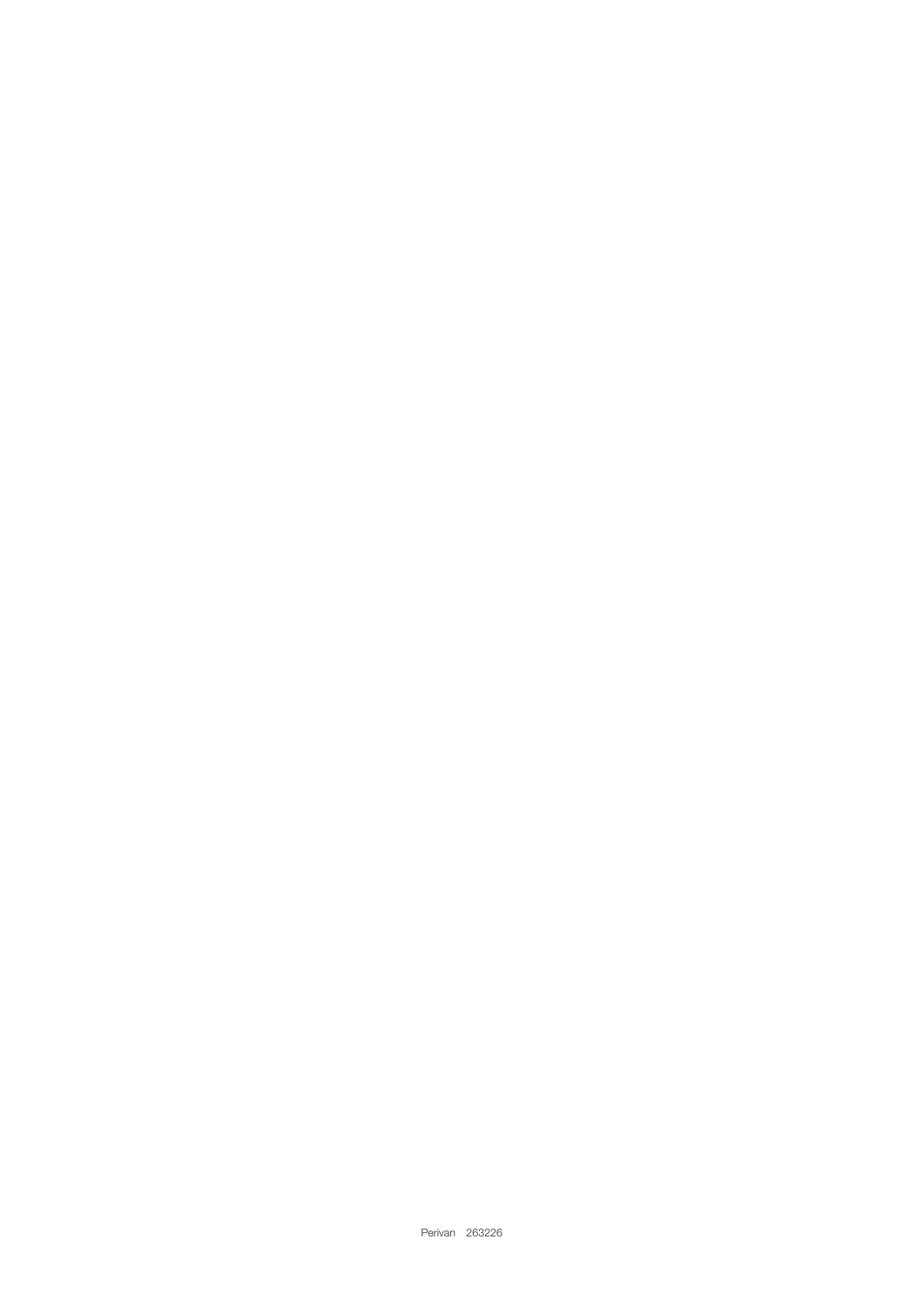Perivan 263226